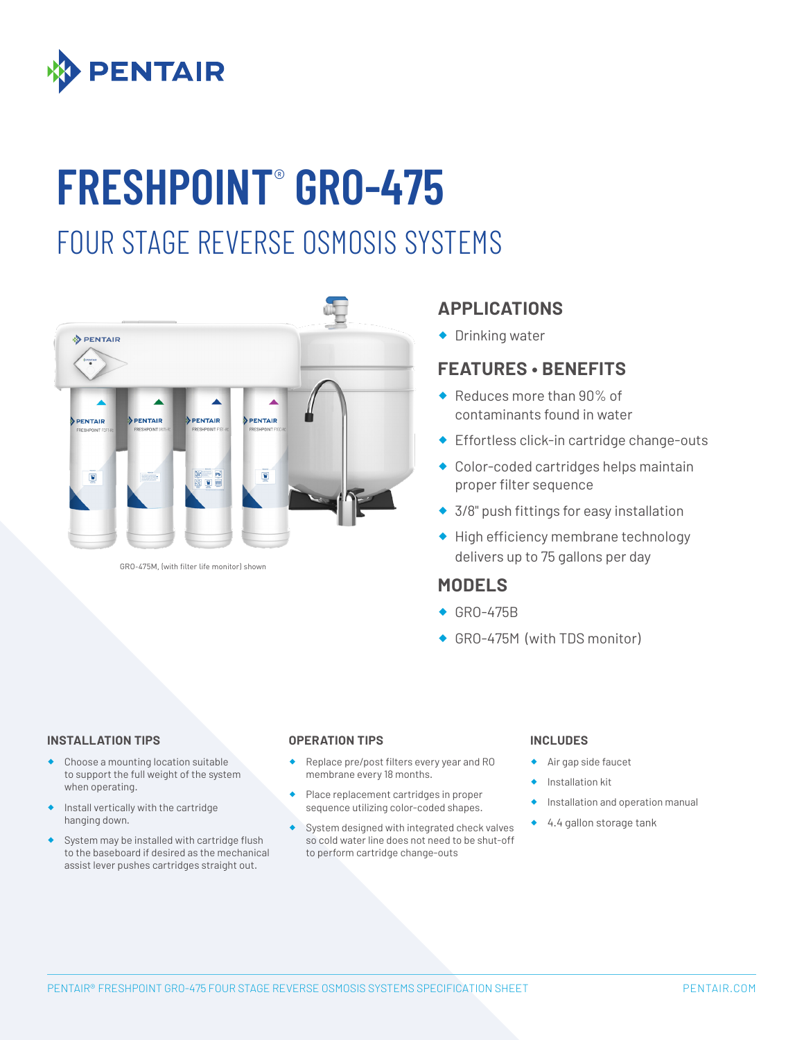PENTAIR

# FRESHPOINT® GRO-475

## FOUR STAGE REVERSE OSMOSIS SYSTEMS

GRO-475M, (with filter life monitor) shown

## APPLICATIONS

- Drinking water

## FEATURES • BENEFITS

- Reduces more than 90% of contaminants found in water
- Effortless click-in cartridge change-outs
- Color-coded cartridges helps maintain proper filter sequence
- 3/8" push fittings for easy installation
- High efficiency membrane technology delivers up to 75 gallons per day

## MODELS

- GRO-475B
- GRO-475M (with TDS monitor)

### INSTALLATION TIPS

- Choose a mounting location suitable to support the full weight of the system when operating.
- Install vertically with the cartridge hanging down.
- System may be installed with cartridge flush to the baseboard if desired as the mechanical assist lever pushes cartridges straight out.

### OPERATION TIPS

- Replace pre/post filters every year and RO membrane every 18 months.
- Place replacement cartridges in proper sequence utilizing color-coded shapes.
- System designed with integrated check valves so cold water line does not need to be shut-off to perform cartridge change-outs

### INCLUDES

- Air gap side faucet
- Installation kit
- Installation and operation manual
- 4.4 gallon storage tank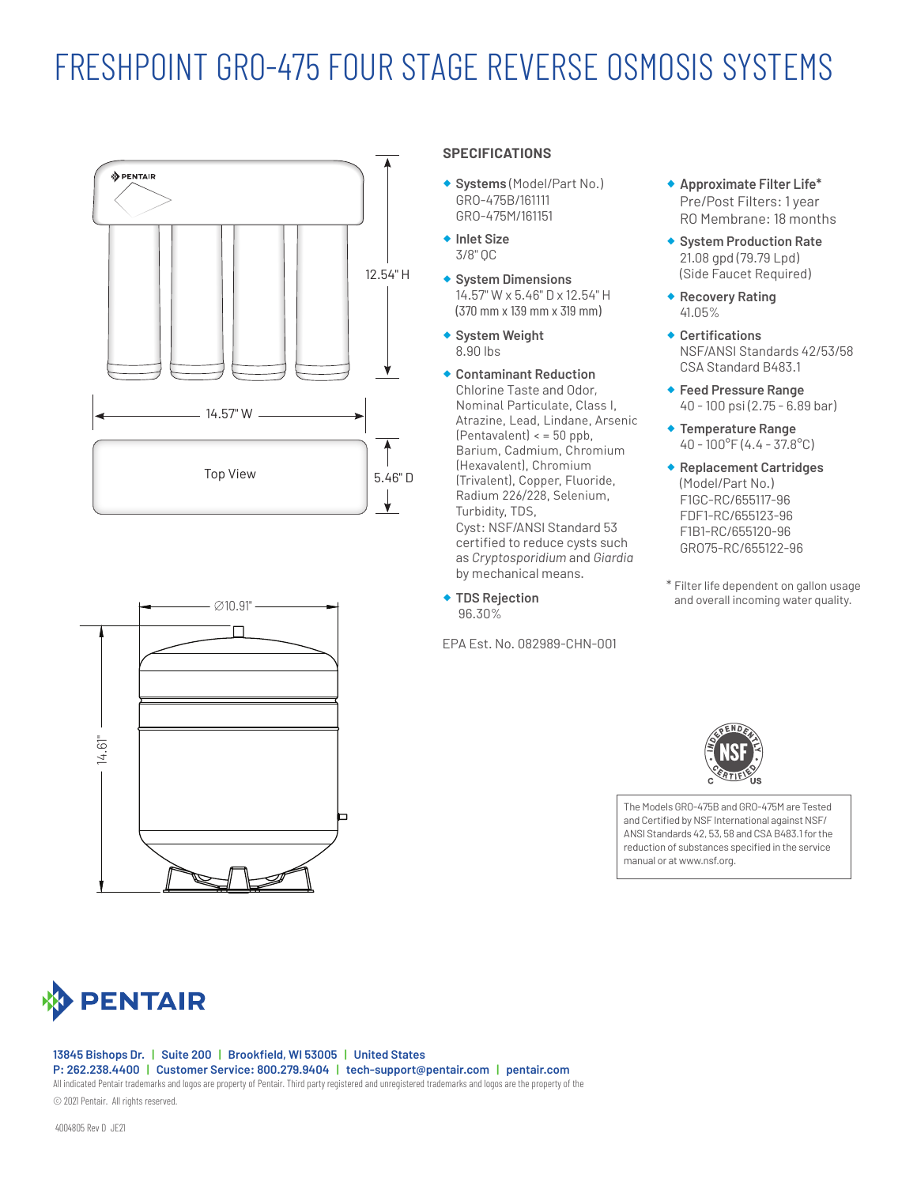# FRESHPOINT GRO-475 FOUR STAGE REVERSE OSMOSIS SYSTEMS

12.54" H

14.57" W

Top View

5.46" D

∅10.91"

14.61"

## SPECIFICATIONS

- **Systems** (Model/Part No.)
  GRO-475B/161111
  GRO-475M/161151
- **Inlet Size**
  3/8" QC
- **System Dimensions**
  14.57" W x 5.46" D x 12.54" H
  (370 mm x 139 mm x 319 mm)
- **System Weight**
  8.90 lbs
- **Contaminant Reduction**
  Chlorine Taste and Odor, Nominal Particulate, Class I, Atrazine, Lead, Lindane, Arsenic (Pentavalent) < = 50 ppb, Barium, Cadmium, Chromium (Hexavalent), Chromium (Trivalent), Copper, Fluoride, Radium 226/228, Selenium, Turbidity, TDS,
  Cyst: NSF/ANSI Standard 53 certified to reduce cysts such as *Cryptosporidium* and *Giardia* by mechanical means.
- **TDS Rejection**
  96.30%

EPA Est. No. 082989-CHN-001

- **Approximate Filter Life***
  Pre/Post Filters: 1 year
  RO Membrane: 18 months
- **System Production Rate**
  21.08 gpd (79.79 Lpd)
  (Side Faucet Required)
- **Recovery Rating**
  41.05%
- **Certifications**
  NSF/ANSI Standards 42/53/58
  CSA Standard B483.1
- **Feed Pressure Range**
  40 - 100 psi (2.75 - 6.89 bar)
- **Temperature Range**
  40 - 100°F (4.4 - 37.8°C)
- **Replacement Cartridges**
  (Model/Part No.)
  F1GC-RC/655117-96
  FDF1-RC/655123-96
  F1B1-RC/655120-96
  GRO75-RC/655122-96

* Filter life dependent on gallon usage and overall incoming water quality.

The Models GRO-475B and GRO-475M are Tested and Certified by NSF International against NSF/ANSI Standards 42, 53, 58 and CSA B483.1 for the reduction of substances specified in the service manual or at www.nsf.org.

**PENTAIR**

**13845 Bishops Dr. | Suite 200 | Brookfield, WI 53005 | United States**
**P: 262.238.4400 | Customer Service: 800.279.9404 | tech-support@pentair.com | pentair.com**

All indicated Pentair trademarks and logos are property of Pentair. Third party registered and unregistered trademarks and logos are the property of the

© 2021 Pentair. All rights reserved.

4004805 Rev D JE21